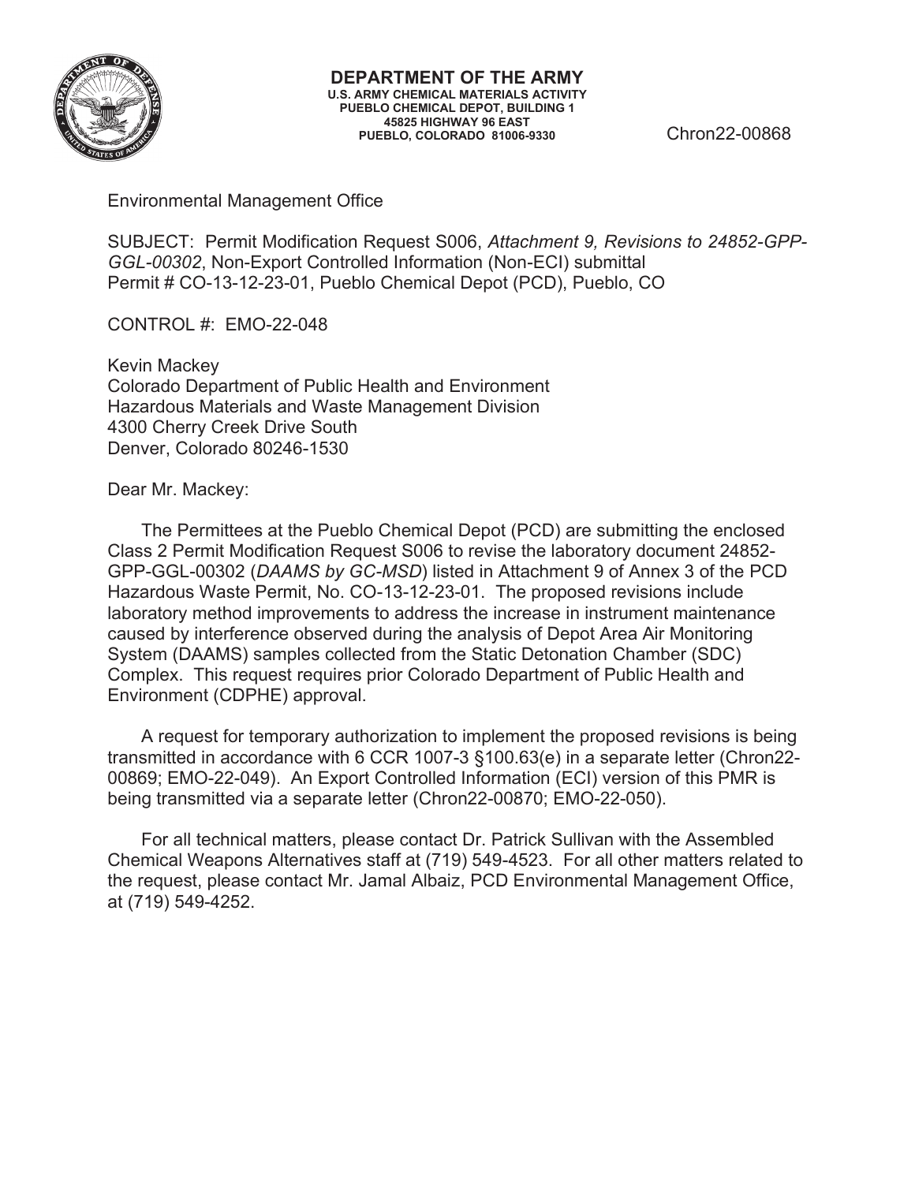**DEPARTMENT OF THE ARMY**
**U.S. ARMY CHEMICAL MATERIALS ACTIVITY**
**PUEBLO CHEMICAL DEPOT, BUILDING 1**
**45825 HIGHWAY 96 EAST**
**PUEBLO, COLORADO 81006-9330**

Chron22-00868

Environmental Management Office

SUBJECT: Permit Modification Request S006, *Attachment 9, Revisions to 24852-GPP-GGL-00302*, Non-Export Controlled Information (Non-ECI) submittal
Permit # CO-13-12-23-01, Pueblo Chemical Depot (PCD), Pueblo, CO

CONTROL #: EMO-22-048

Kevin Mackey
Colorado Department of Public Health and Environment
Hazardous Materials and Waste Management Division
4300 Cherry Creek Drive South
Denver, Colorado 80246-1530

Dear Mr. Mackey:

The Permittees at the Pueblo Chemical Depot (PCD) are submitting the enclosed Class 2 Permit Modification Request S006 to revise the laboratory document 24852-GPP-GGL-00302 (*DAAMS by GC-MSD*) listed in Attachment 9 of Annex 3 of the PCD Hazardous Waste Permit, No. CO-13-12-23-01. The proposed revisions include laboratory method improvements to address the increase in instrument maintenance caused by interference observed during the analysis of Depot Area Air Monitoring System (DAAMS) samples collected from the Static Detonation Chamber (SDC) Complex. This request requires prior Colorado Department of Public Health and Environment (CDPHE) approval.

A request for temporary authorization to implement the proposed revisions is being transmitted in accordance with 6 CCR 1007-3 §100.63(e) in a separate letter (Chron22-00869; EMO-22-049). An Export Controlled Information (ECI) version of this PMR is being transmitted via a separate letter (Chron22-00870; EMO-22-050).

For all technical matters, please contact Dr. Patrick Sullivan with the Assembled Chemical Weapons Alternatives staff at (719) 549-4523. For all other matters related to the request, please contact Mr. Jamal Albaiz, PCD Environmental Management Office, at (719) 549-4252.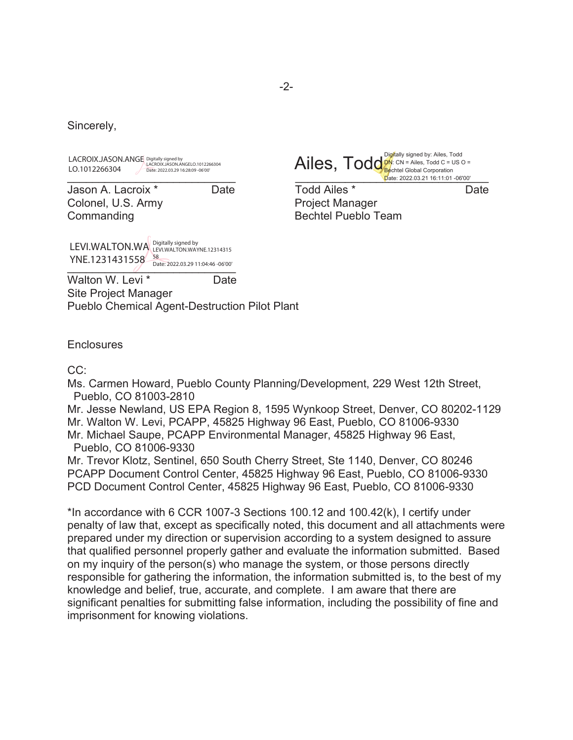Sincerely,

LACROIX.JASON.ANGELO.1012266304 Digitally signed by LACROIX.JASON.ANGELO.1012266304 Date: 2022.03.29 16:28:09 -06'00'

Jason A. Lacroix * Date
Colonel, U.S. Army
Commanding

Ailes, Todd Digitally signed by: Ailes, Todd DN: CN = Ailes, Todd C = US O = Bechtel Global Corporation Date: 2022.03.21 16:11:01 -06'00'

Todd Ailes * Date
Project Manager
Bechtel Pueblo Team

LEVI.WALTON.WAYNE.1231431558 Digitally signed by LEVI.WALTON.WAYNE.1231431558 Date: 2022.03.29 11:04:46 -06'00'

Walton W. Levi * Date
Site Project Manager
Pueblo Chemical Agent-Destruction Pilot Plant

Enclosures

CC:
Ms. Carmen Howard, Pueblo County Planning/Development, 229 West 12th Street, Pueblo, CO 81003-2810
Mr. Jesse Newland, US EPA Region 8, 1595 Wynkoop Street, Denver, CO 80202-1129
Mr. Walton W. Levi, PCAPP, 45825 Highway 96 East, Pueblo, CO 81006-9330
Mr. Michael Saupe, PCAPP Environmental Manager, 45825 Highway 96 East, Pueblo, CO 81006-9330
Mr. Trevor Klotz, Sentinel, 650 South Cherry Street, Ste 1140, Denver, CO 80246
PCAPP Document Control Center, 45825 Highway 96 East, Pueblo, CO 81006-9330
PCD Document Control Center, 45825 Highway 96 East, Pueblo, CO 81006-9330

*In accordance with 6 CCR 1007-3 Sections 100.12 and 100.42(k), I certify under penalty of law that, except as specifically noted, this document and all attachments were prepared under my direction or supervision according to a system designed to assure that qualified personnel properly gather and evaluate the information submitted. Based on my inquiry of the person(s) who manage the system, or those persons directly responsible for gathering the information, the information submitted is, to the best of my knowledge and belief, true, accurate, and complete. I am aware that there are significant penalties for submitting false information, including the possibility of fine and imprisonment for knowing violations.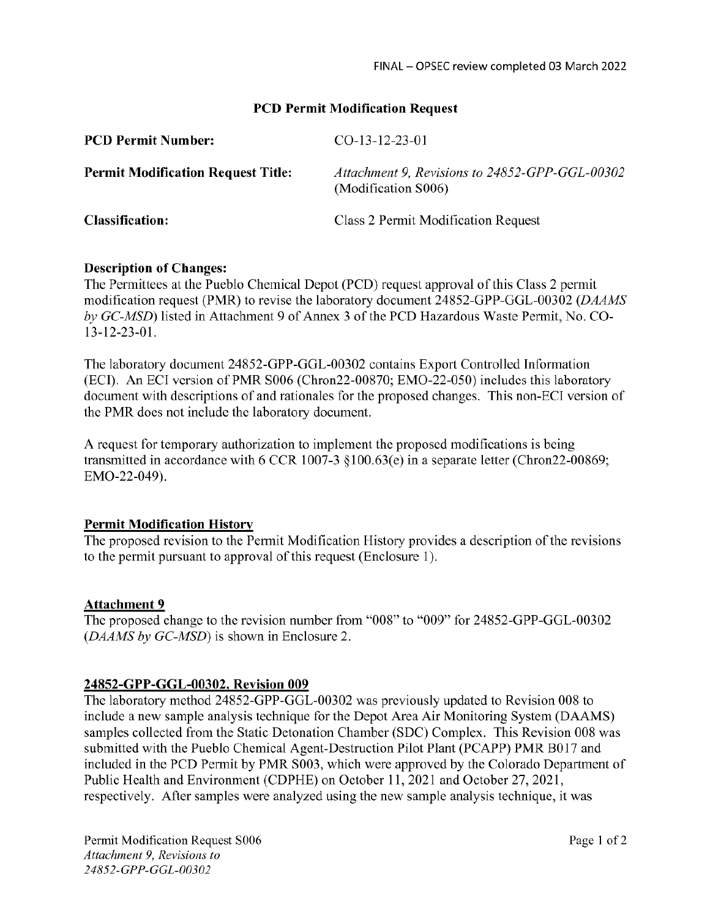FINAL – OPSEC review completed 03 March 2022

## PCD Permit Modification Request

| | |
|---|---|
| **PCD Permit Number:** | CO-13-12-23-01 |
| **Permit Modification Request Title:** | *Attachment 9, Revisions to 24852-GPP-GGL-00302* (Modification S006) |
| **Classification:** | Class 2 Permit Modification Request |

**Description of Changes:**

The Permittees at the Pueblo Chemical Depot (PCD) request approval of this Class 2 permit modification request (PMR) to revise the laboratory document 24852-GPP-GGL-00302 (*DAAMS by GC-MSD*) listed in Attachment 9 of Annex 3 of the PCD Hazardous Waste Permit, No. CO-13-12-23-01.

The laboratory document 24852-GPP-GGL-00302 contains Export Controlled Information (ECI). An ECI version of PMR S006 (Chron22-00870; EMO-22-050) includes this laboratory document with descriptions of and rationales for the proposed changes. This non-ECI version of the PMR does not include the laboratory document.

A request for temporary authorization to implement the proposed modifications is being transmitted in accordance with 6 CCR 1007-3 §100.63(e) in a separate letter (Chron22-00869; EMO-22-049).

### Permit Modification History

The proposed revision to the Permit Modification History provides a description of the revisions to the permit pursuant to approval of this request (Enclosure 1).

### Attachment 9

The proposed change to the revision number from "008" to "009" for 24852-GPP-GGL-00302 (*DAAMS by GC-MSD*) is shown in Enclosure 2.

### 24852-GPP-GGL-00302, Revision 009

The laboratory method 24852-GPP-GGL-00302 was previously updated to Revision 008 to include a new sample analysis technique for the Depot Area Air Monitoring System (DAAMS) samples collected from the Static Detonation Chamber (SDC) Complex. This Revision 008 was submitted with the Pueblo Chemical Agent-Destruction Pilot Plant (PCAPP) PMR B017 and included in the PCD Permit by PMR S003, which were approved by the Colorado Department of Public Health and Environment (CDPHE) on October 11, 2021 and October 27, 2021, respectively. After samples were analyzed using the new sample analysis technique, it was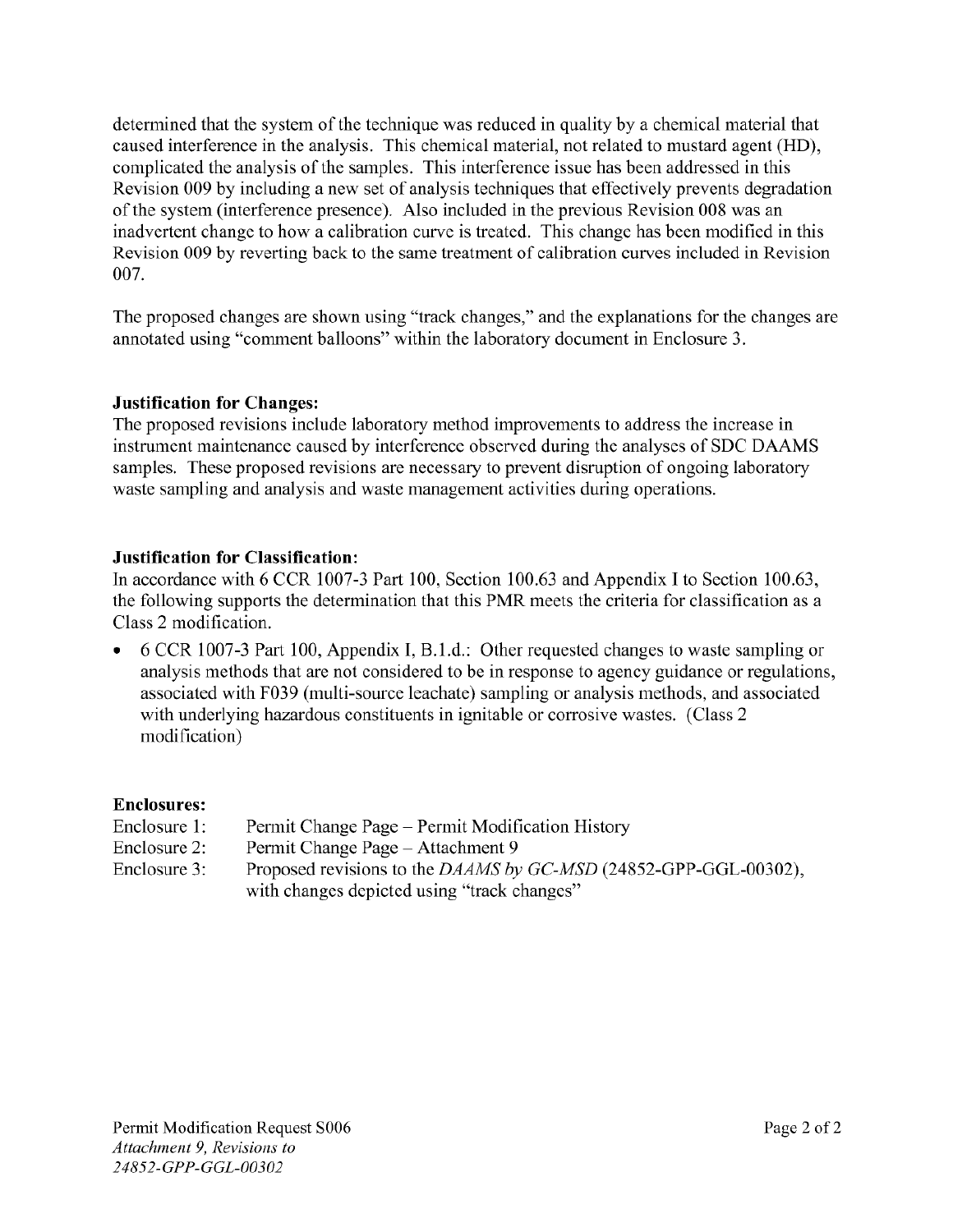determined that the system of the technique was reduced in quality by a chemical material that caused interference in the analysis. This chemical material, not related to mustard agent (HD), complicated the analysis of the samples. This interference issue has been addressed in this Revision 009 by including a new set of analysis techniques that effectively prevents degradation of the system (interference presence). Also included in the previous Revision 008 was an inadvertent change to how a calibration curve is treated. This change has been modified in this Revision 009 by reverting back to the same treatment of calibration curves included in Revision 007.

The proposed changes are shown using "track changes," and the explanations for the changes are annotated using "comment balloons" within the laboratory document in Enclosure 3.

**Justification for Changes:**
The proposed revisions include laboratory method improvements to address the increase in instrument maintenance caused by interference observed during the analyses of SDC DAAMS samples. These proposed revisions are necessary to prevent disruption of ongoing laboratory waste sampling and analysis and waste management activities during operations.

**Justification for Classification:**
In accordance with 6 CCR 1007-3 Part 100, Section 100.63 and Appendix I to Section 100.63, the following supports the determination that this PMR meets the criteria for classification as a Class 2 modification.

- 6 CCR 1007-3 Part 100, Appendix I, B.1.d.: Other requested changes to waste sampling or analysis methods that are not considered to be in response to agency guidance or regulations, associated with F039 (multi-source leachate) sampling or analysis methods, and associated with underlying hazardous constituents in ignitable or corrosive wastes. (Class 2 modification)

**Enclosures:**

Enclosure 1: Permit Change Page – Permit Modification History
Enclosure 2: Permit Change Page – Attachment 9
Enclosure 3: Proposed revisions to the *DAAMS by GC-MSD* (24852-GPP-GGL-00302), with changes depicted using "track changes"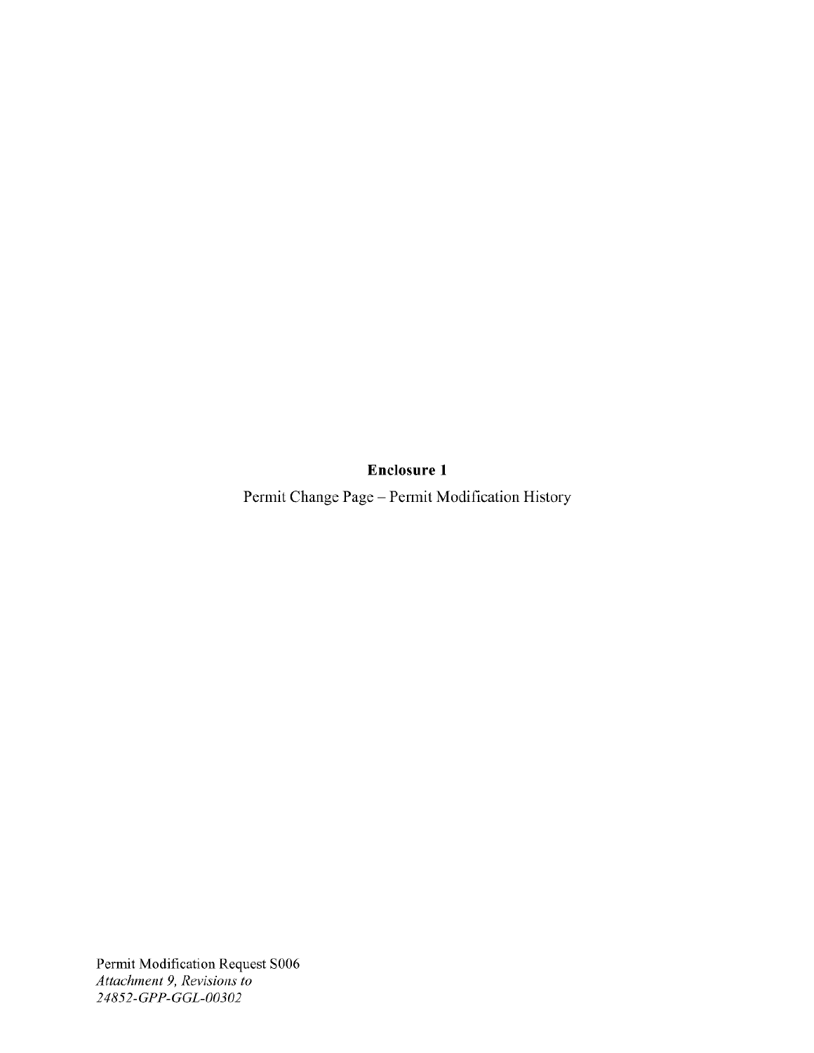**Enclosure 1**

Permit Change Page – Permit Modification History

Permit Modification Request S006
*Attachment 9, Revisions to*
*24852-GPP-GGL-00302*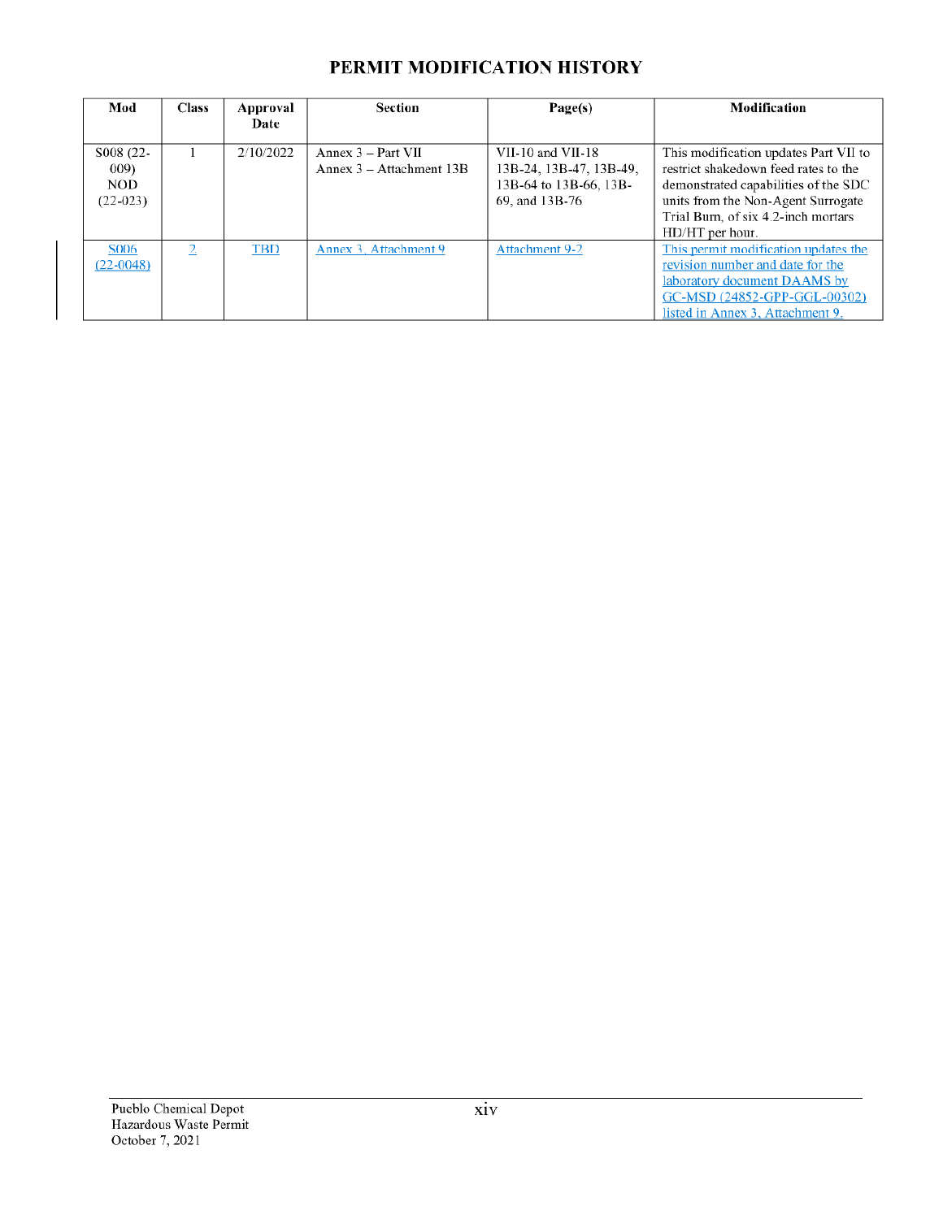# PERMIT MODIFICATION HISTORY

| Mod | Class | Approval Date | Section | Page(s) | Modification |
|---|---|---|---|---|---|
| S008 (22-009) NOD (22-023) | 1 | 2/10/2022 | Annex 3 – Part VII Annex 3 – Attachment 13B | VII-10 and VII-18 13B-24, 13B-47, 13B-49, 13B-64 to 13B-66, 13B-69, and 13B-76 | This modification updates Part VII to restrict shakedown feed rates to the demonstrated capabilities of the SDC units from the Non-Agent Surrogate Trial Burn, of six 4.2-inch mortars HD/HT per hour. |
| S006 (22-0048) | 2 | TBD | Annex 3, Attachment 9 | Attachment 9-2 | This permit modification updates the revision number and date for the laboratory document DAAMS by GC-MSD (24852-GPP-GGL-00302) listed in Annex 3, Attachment 9. |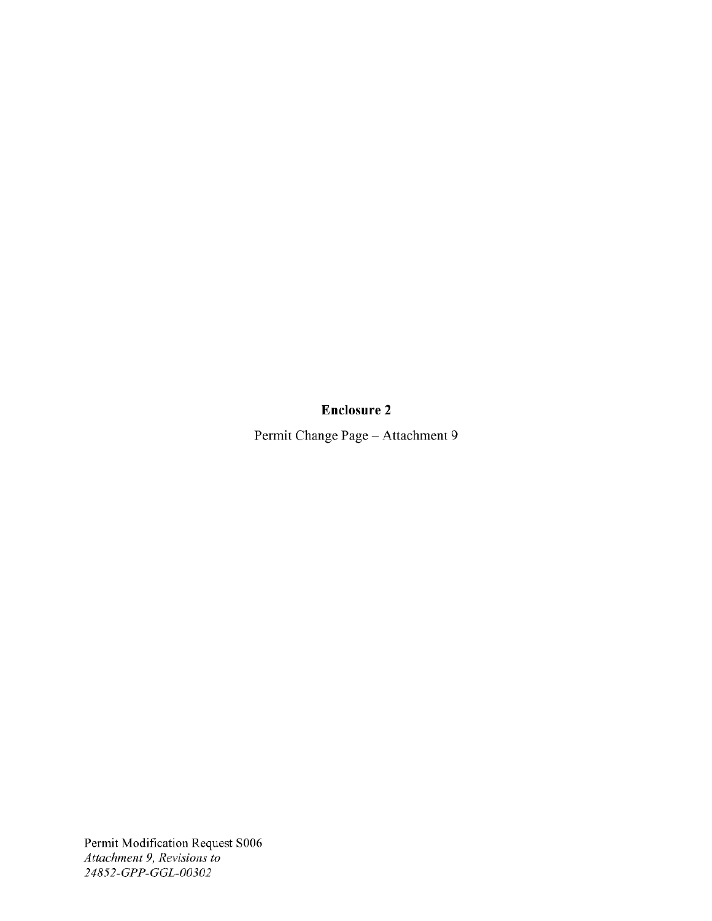**Enclosure 2**

Permit Change Page – Attachment 9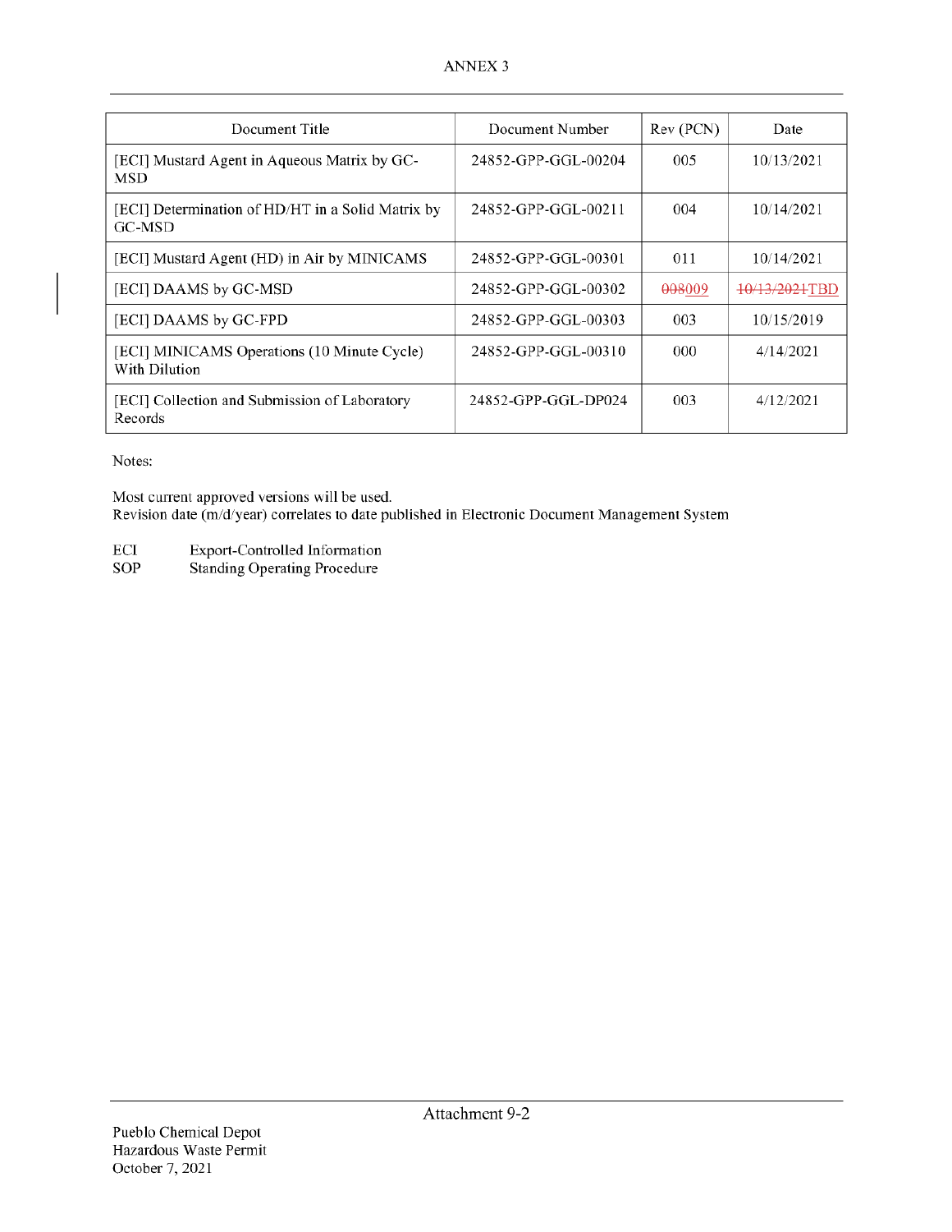ANNEX 3

| Document Title | Document Number | Rev (PCN) | Date |
|---|---|---|---|
| [ECI] Mustard Agent in Aqueous Matrix by GC-MSD | 24852-GPP-GGL-00204 | 005 | 10/13/2021 |
| [ECI] Determination of HD/HT in a Solid Matrix by GC-MSD | 24852-GPP-GGL-00211 | 004 | 10/14/2021 |
| [ECI] Mustard Agent (HD) in Air by MINICAMS | 24852-GPP-GGL-00301 | 011 | 10/14/2021 |
| [ECI] DAAMS by GC-MSD | 24852-GPP-GGL-00302 | ~~008~~009 | ~~10/13/2021~~TBD |
| [ECI] DAAMS by GC-FPD | 24852-GPP-GGL-00303 | 003 | 10/15/2019 |
| [ECI] MINICAMS Operations (10 Minute Cycle) With Dilution | 24852-GPP-GGL-00310 | 000 | 4/14/2021 |
| [ECI] Collection and Submission of Laboratory Records | 24852-GPP-GGL-DP024 | 003 | 4/12/2021 |

Notes:

Most current approved versions will be used.
Revision date (m/d/year) correlates to date published in Electronic Document Management System

ECI Export-Controlled Information
SOP Standing Operating Procedure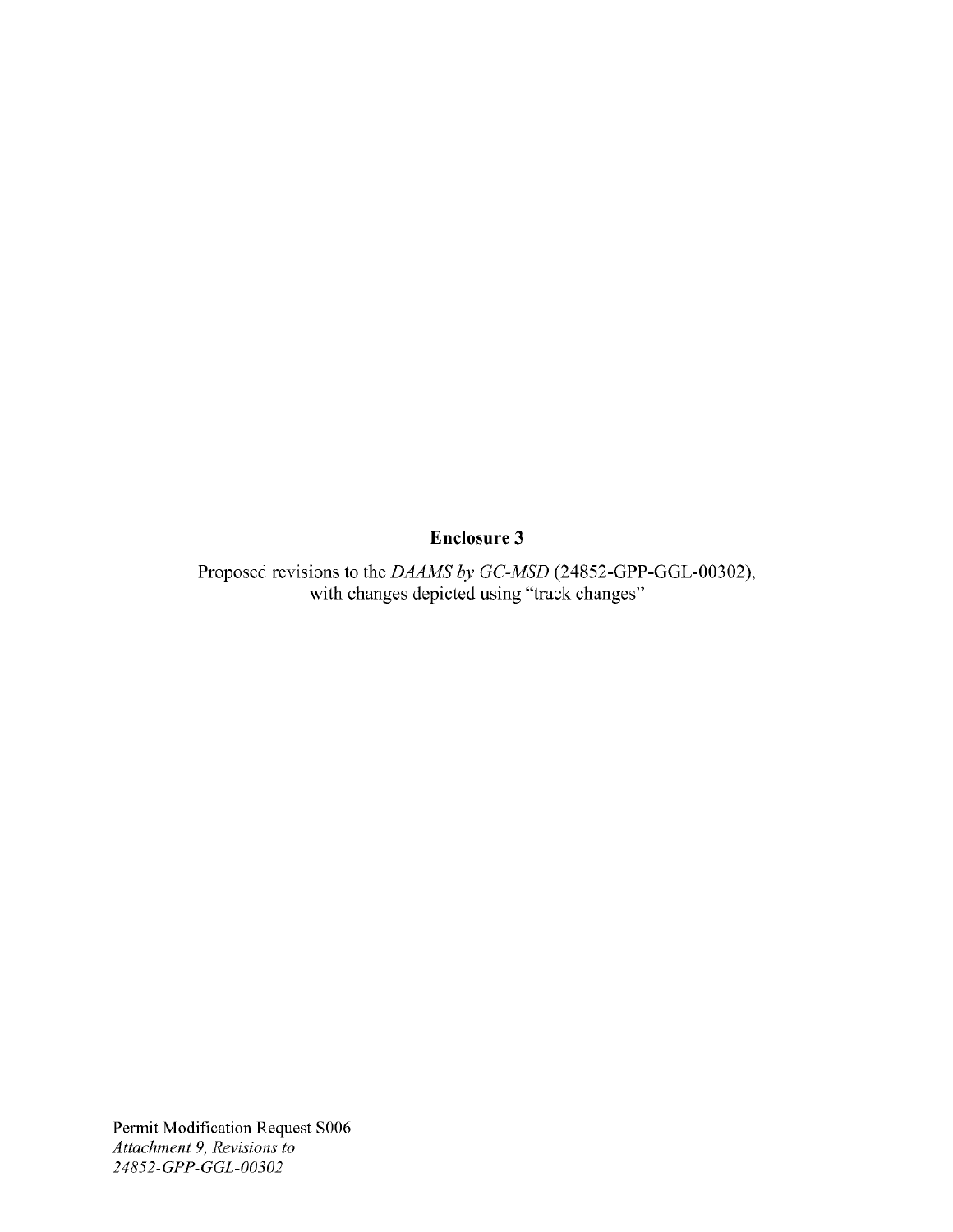**Enclosure 3**

Proposed revisions to the *DAAMS by GC-MSD* (24852-GPP-GGL-00302), with changes depicted using "track changes"

Permit Modification Request S006
*Attachment 9, Revisions to 24852-GPP-GGL-00302*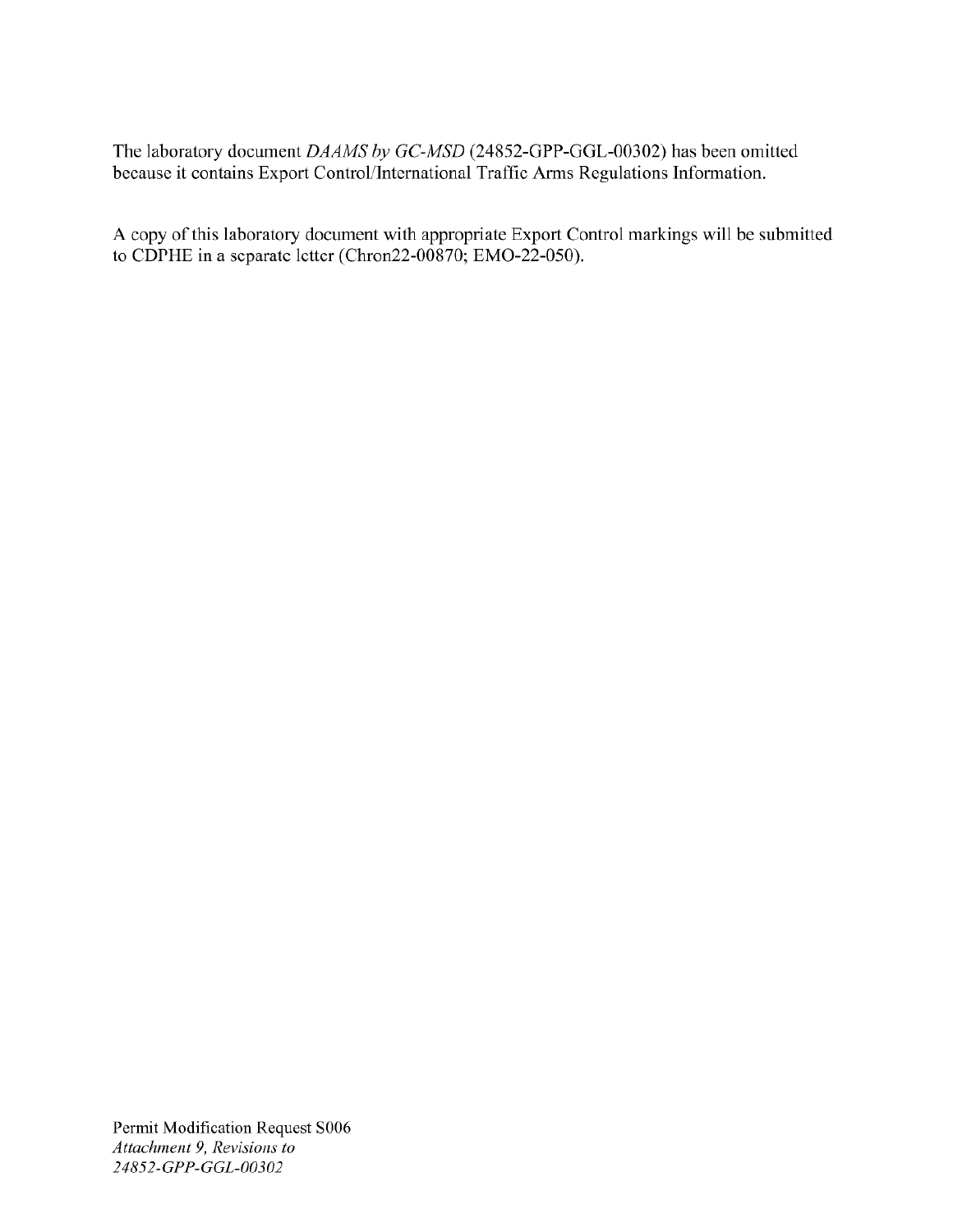The laboratory document *DAAMS by GC-MSD* (24852-GPP-GGL-00302) has been omitted because it contains Export Control/International Traffic Arms Regulations Information.

A copy of this laboratory document with appropriate Export Control markings will be submitted to CDPHE in a separate letter (Chron22-00870; EMO-22-050).

Permit Modification Request S006
*Attachment 9, Revisions to*
*24852-GPP-GGL-00302*